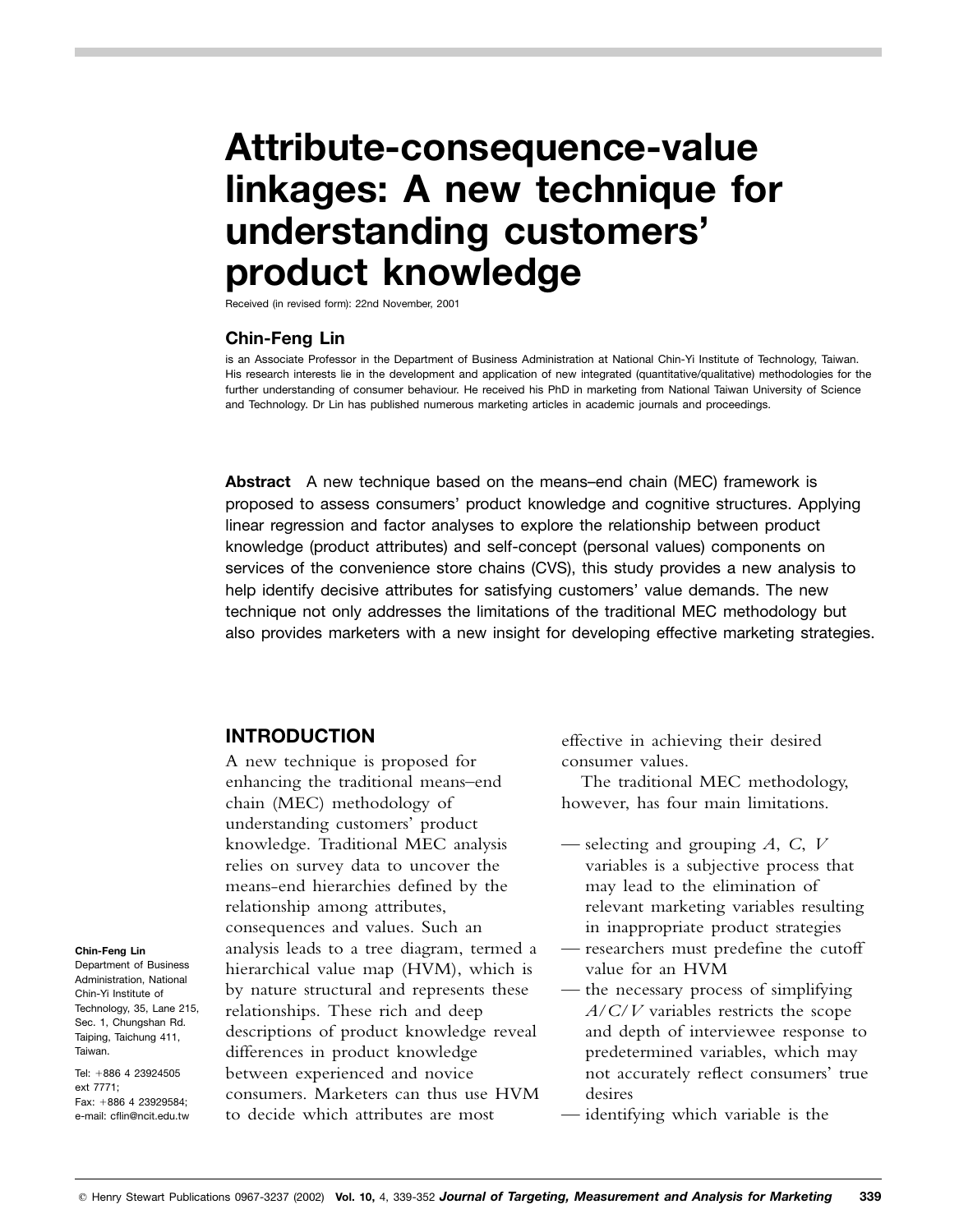# Attribute-consequence-value linkages: A new technique for understanding customers' product knowledge

Received (in revised form): 22nd November, 2001

## Chin-Feng Lin

is an Associate Professor in the Department of Business Administration at National Chin-Yi Institute of Technology, Taiwan. His research interests lie in the development and application of new integrated (quantitative/qualitative) methodologies for the further understanding of consumer behaviour. He received his PhD in marketing from National Taiwan University of Science and Technology. Dr Lin has published numerous marketing articles in academic journals and proceedings.

**Chin-Feng Lin**
Department of Business Administration, National Chin-Yi Institute of Technology, 35, Lane 215, Sec. 1, Chungshan Rd. Taiping, Taichung 411, Taiwan.

Tel: +886 4 23924505 ext 7771;
Fax: +886 4 23929584;
e-mail: cflin@ncit.edu.tw

**Abstract** A new technique based on the means–end chain (MEC) framework is proposed to assess consumers' product knowledge and cognitive structures. Applying linear regression and factor analyses to explore the relationship between product knowledge (product attributes) and self-concept (personal values) components on services of the convenience store chains (CVS), this study provides a new analysis to help identify decisive attributes for satisfying customers' value demands. The new technique not only addresses the limitations of the traditional MEC methodology but also provides marketers with a new insight for developing effective marketing strategies.

## INTRODUCTION

A new technique is proposed for enhancing the traditional means–end chain (MEC) methodology of understanding customers' product knowledge. Traditional MEC analysis relies on survey data to uncover the means-end hierarchies defined by the relationship among attributes, consequences and values. Such an analysis leads to a tree diagram, termed a hierarchical value map (HVM), which is by nature structural and represents these relationships. These rich and deep descriptions of product knowledge reveal differences in product knowledge between experienced and novice consumers. Marketers can thus use HVM to decide which attributes are most effective in achieving their desired consumer values.

The traditional MEC methodology, however, has four main limitations.

- — selecting and grouping *A*, *C*, *V* variables is a subjective process that may lead to the elimination of relevant marketing variables resulting in inappropriate product strategies
- — researchers must predefine the cutoff value for an HVM
- — the necessary process of simplifying *A*/*C*/*V* variables restricts the scope and depth of interviewee response to predetermined variables, which may not accurately reflect consumers' true desires
- — identifying which variable is the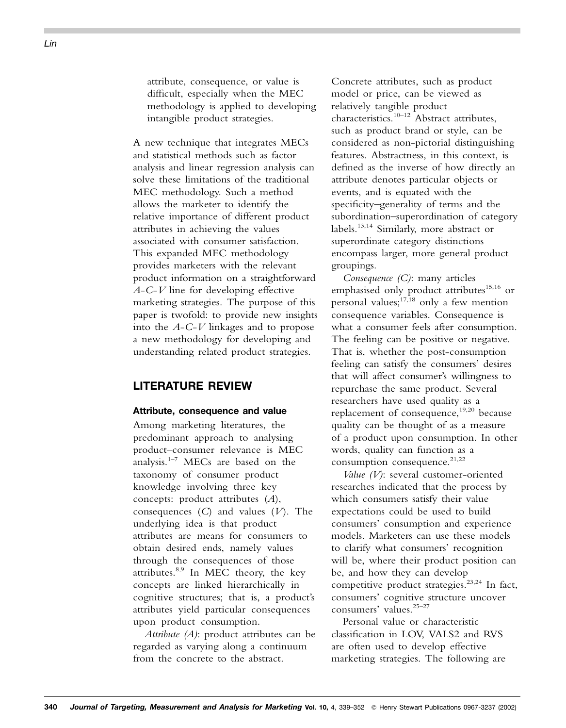attribute, consequence, or value is difficult, especially when the MEC methodology is applied to developing intangible product strategies.

A new technique that integrates MECs and statistical methods such as factor analysis and linear regression analysis can solve these limitations of the traditional MEC methodology. Such a method allows the marketer to identify the relative importance of different product attributes in achieving the values associated with consumer satisfaction. This expanded MEC methodology provides marketers with the relevant product information on a straightforward *A-C-V* line for developing effective marketing strategies. The purpose of this paper is twofold: to provide new insights into the *A-C-V* linkages and to propose a new methodology for developing and understanding related product strategies.

## LITERATURE REVIEW

### Attribute, consequence and value

Among marketing literatures, the predominant approach to analysing product–consumer relevance is MEC analysis.[1–7] MECs are based on the taxonomy of consumer product knowledge involving three key concepts: product attributes (*A*), consequences (*C*) and values (*V*). The underlying idea is that product attributes are means for consumers to obtain desired ends, namely values through the consequences of those attributes.[8,9] In MEC theory, the key concepts are linked hierarchically in cognitive structures; that is, a product's attributes yield particular consequences upon product consumption.

*Attribute (A)*: product attributes can be regarded as varying along a continuum from the concrete to the abstract. Concrete attributes, such as product model or price, can be viewed as relatively tangible product characteristics.[10–12] Abstract attributes, such as product brand or style, can be considered as non-pictorial distinguishing features. Abstractness, in this context, is defined as the inverse of how directly an attribute denotes particular objects or events, and is equated with the specificity–generality of terms and the subordination–superordination of category labels.[13,14] Similarly, more abstract or superordinate category distinctions encompass larger, more general product groupings.

*Consequence (C)*: many articles emphasised only product attributes[15,16] or personal values;[17,18] only a few mention consequence variables. Consequence is what a consumer feels after consumption. The feeling can be positive or negative. That is, whether the post-consumption feeling can satisfy the consumers' desires that will affect consumer's willingness to repurchase the same product. Several researchers have used quality as a replacement of consequence,[19,20] because quality can be thought of as a measure of a product upon consumption. In other words, quality can function as a consumption consequence.[21,22]

*Value (V)*: several customer-oriented researches indicated that the process by which consumers satisfy their value expectations could be used to build consumers' consumption and experience models. Marketers can use these models to clarify what consumers' recognition will be, where their product position can be, and how they can develop competitive product strategies.[23,24] In fact, consumers' cognitive structure uncover consumers' values.[25–27]

Personal value or characteristic classification in LOV, VALS2 and RVS are often used to develop effective marketing strategies. The following are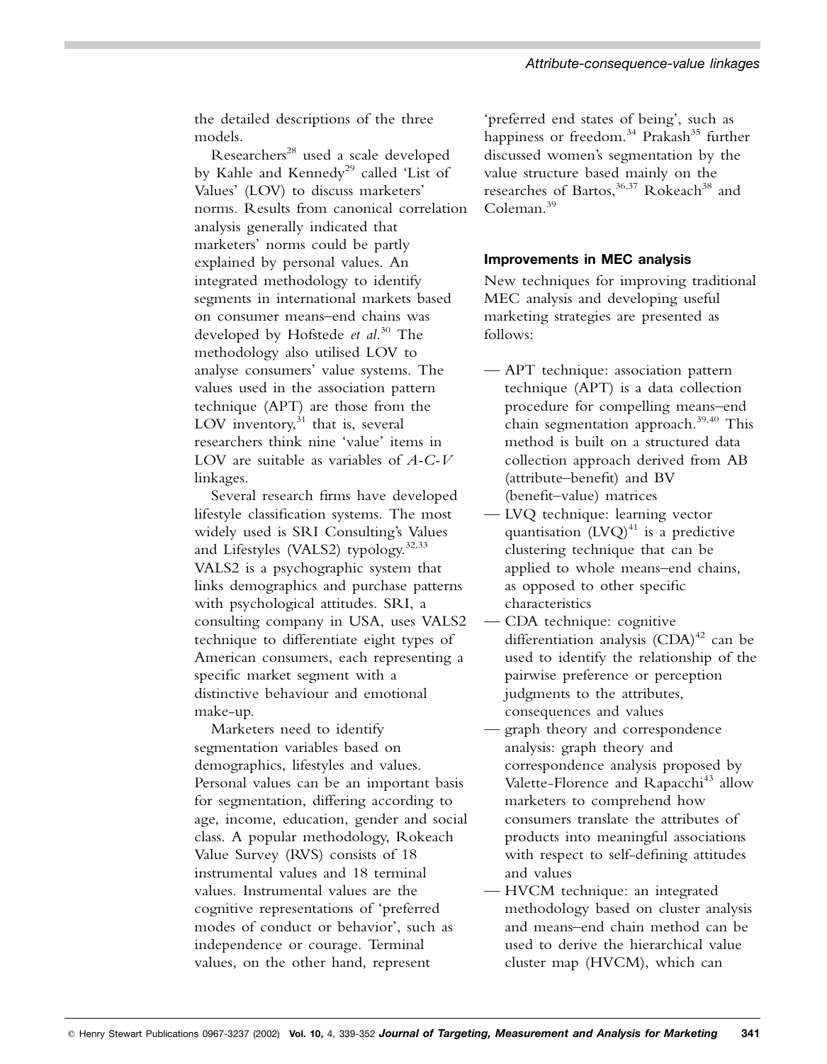the detailed descriptions of the three models.

Researchers[28] used a scale developed by Kahle and Kennedy[29] called 'List of Values' (LOV) to discuss marketers' norms. Results from canonical correlation analysis generally indicated that marketers' norms could be partly explained by personal values. An integrated methodology to identify segments in international markets based on consumer means–end chains was developed by Hofstede *et al*.[30] The methodology also utilised LOV to analyse consumers' value systems. The values used in the association pattern technique (APT) are those from the LOV inventory,[31] that is, several researchers think nine 'value' items in LOV are suitable as variables of *A-C-V* linkages.

Several research firms have developed lifestyle classification systems. The most widely used is SRI Consulting's Values and Lifestyles (VALS2) typology.[32,33] VALS2 is a psychographic system that links demographics and purchase patterns with psychological attitudes. SRI, a consulting company in USA, uses VALS2 technique to differentiate eight types of American consumers, each representing a specific market segment with a distinctive behaviour and emotional make-up.

Marketers need to identify segmentation variables based on demographics, lifestyles and values. Personal values can be an important basis for segmentation, differing according to age, income, education, gender and social class. A popular methodology, Rokeach Value Survey (RVS) consists of 18 instrumental values and 18 terminal values. Instrumental values are the cognitive representations of 'preferred modes of conduct or behavior', such as independence or courage. Terminal values, on the other hand, represent 'preferred end states of being', such as happiness or freedom.[34] Prakash[35] further discussed women's segmentation by the value structure based mainly on the researches of Bartos,[36,37] Rokeach[38] and Coleman.[39]

### Improvements in MEC analysis

New techniques for improving traditional MEC analysis and developing useful marketing strategies are presented as follows:

- APT technique: association pattern technique (APT) is a data collection procedure for compelling means–end chain segmentation approach.[39,40] This method is built on a structured data collection approach derived from AB (attribute–benefit) and BV (benefit–value) matrices
- LVQ technique: learning vector quantisation (LVQ)[41] is a predictive clustering technique that can be applied to whole means–end chains, as opposed to other specific characteristics
- CDA technique: cognitive differentiation analysis (CDA)[42] can be used to identify the relationship of the pairwise preference or perception judgments to the attributes, consequences and values
- graph theory and correspondence analysis: graph theory and correspondence analysis proposed by Valette-Florence and Rapacchi[43] allow marketers to comprehend how consumers translate the attributes of products into meaningful associations with respect to self-defining attitudes and values
- HVCM technique: an integrated methodology based on cluster analysis and means–end chain method can be used to derive the hierarchical value cluster map (HVCM), which can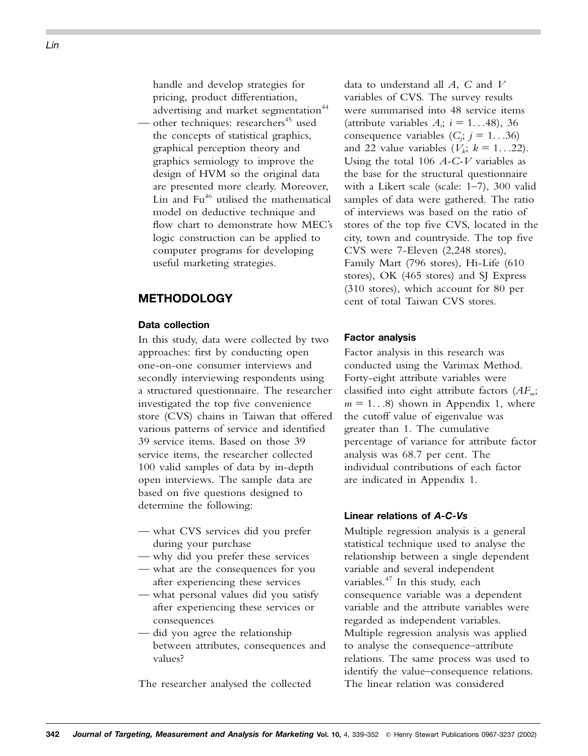handle and develop strategies for pricing, product differentiation, advertising and market segmentation[44]

— other techniques: researchers[45] used the concepts of statistical graphics, graphical perception theory and graphics semiology to improve the design of HVM so the original data are presented more clearly. Moreover, Lin and Fu[46] utilised the mathematical model on deductive technique and flow chart to demonstrate how MEC's logic construction can be applied to computer programs for developing useful marketing strategies.

## METHODOLOGY

### Data collection

In this study, data were collected by two approaches: first by conducting open one-on-one consumer interviews and secondly interviewing respondents using a structured questionnaire. The researcher investigated the top five convenience store (CVS) chains in Taiwan that offered various patterns of service and identified 39 service items. Based on those 39 service items, the researcher collected 100 valid samples of data by in-depth open interviews. The sample data are based on five questions designed to determine the following:

— what CVS services did you prefer during your purchase
— why did you prefer these services
— what are the consequences for you after experiencing these services
— what personal values did you satisfy after experiencing these services or consequences
— did you agree the relationship between attributes, consequences and values?

The researcher analysed the collected data to understand all *A*, *C* and *V* variables of CVS. The survey results were summarised into 48 service items (attribute variables $A_i$; $i = 1 \ldots 48$), 36 consequence variables ($C_j$; $j = 1 \ldots 36$) and 22 value variables ($V_k$; $k = 1 \ldots 22$). Using the total 106 *A-C-V* variables as the base for the structural questionnaire with a Likert scale (scale: 1–7), 300 valid samples of data were gathered. The ratio of interviews was based on the ratio of stores of the top five CVS, located in the city, town and countryside. The top five CVS were 7-Eleven (2,248 stores), Family Mart (796 stores), Hi-Life (610 stores), OK (465 stores) and SJ Express (310 stores), which account for 80 per cent of total Taiwan CVS stores.

### Factor analysis

Factor analysis in this research was conducted using the Varimax Method. Forty-eight attribute variables were classified into eight attribute factors ($AF_m$; $m = 1 \ldots 8$) shown in Appendix 1, where the cutoff value of eigenvalue was greater than 1. The cumulative percentage of variance for attribute factor analysis was 68.7 per cent. The individual contributions of each factor are indicated in Appendix 1.

### Linear relations of *A-C-Vs*

Multiple regression analysis is a general statistical technique used to analyse the relationship between a single dependent variable and several independent variables.[47] In this study, each consequence variable was a dependent variable and the attribute variables were regarded as independent variables. Multiple regression analysis was applied to analyse the consequence–attribute relations. The same process was used to identify the value–consequence relations. The linear relation was considered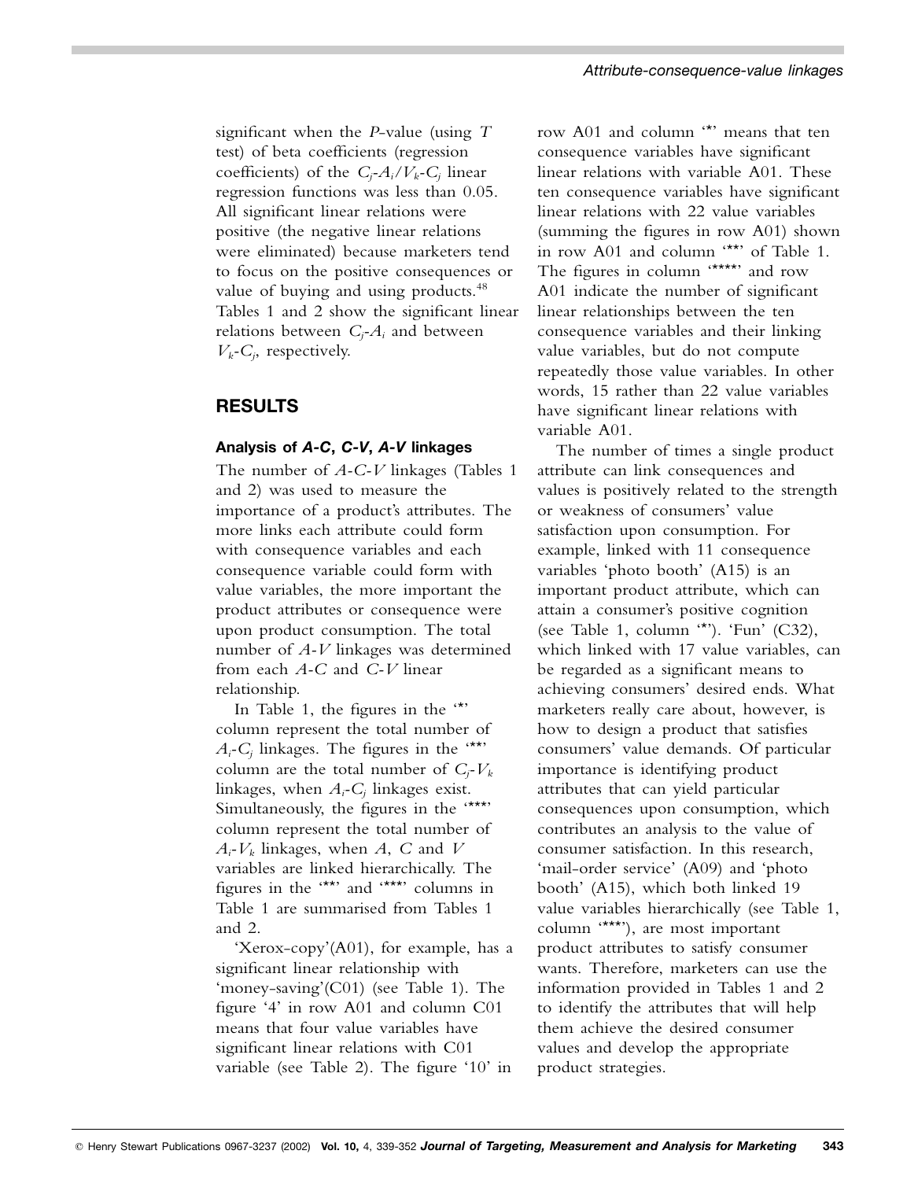significant when the *P*-value (using *T* test) of beta coefficients (regression coefficients) of the $C_j$-$A_i$/$V_k$-$C_j$ linear regression functions was less than 0.05. All significant linear relations were positive (the negative linear relations were eliminated) because marketers tend to focus on the positive consequences or value of buying and using products.[48] Tables 1 and 2 show the significant linear relations between $C_j$-$A_i$ and between $V_k$-$C_j$, respectively.

## RESULTS

### Analysis of *A-C*, *C-V*, *A-V* linkages

The number of *A-C-V* linkages (Tables 1 and 2) was used to measure the importance of a product's attributes. The more links each attribute could form with consequence variables and each consequence variable could form with value variables, the more important the product attributes or consequence were upon product consumption. The total number of *A-V* linkages was determined from each *A-C* and *C-V* linear relationship.

In Table 1, the figures in the '*' column represent the total number of $A_i$-$C_j$ linkages. The figures in the '**' column are the total number of $C_j$-$V_k$ linkages, when $A_i$-$C_j$ linkages exist. Simultaneously, the figures in the '***' column represent the total number of $A_i$-$V_k$ linkages, when *A*, *C* and *V* variables are linked hierarchically. The figures in the '**' and '***' columns in Table 1 are summarised from Tables 1 and 2.

'Xerox-copy'(A01), for example, has a significant linear relationship with 'money-saving'(C01) (see Table 1). The figure '4' in row A01 and column C01 means that four value variables have significant linear relations with C01 variable (see Table 2). The figure '10' in row A01 and column '*' means that ten consequence variables have significant linear relations with variable A01. These ten consequence variables have significant linear relations with 22 value variables (summing the figures in row A01) shown in row A01 and column '**' of Table 1. The figures in column '****' and row A01 indicate the number of significant linear relationships between the ten consequence variables and their linking value variables, but do not compute repeatedly those value variables. In other words, 15 rather than 22 value variables have significant linear relations with variable A01.

The number of times a single product attribute can link consequences and values is positively related to the strength or weakness of consumers' value satisfaction upon consumption. For example, linked with 11 consequence variables 'photo booth' (A15) is an important product attribute, which can attain a consumer's positive cognition (see Table 1, column '*'). 'Fun' (C32), which linked with 17 value variables, can be regarded as a significant means to achieving consumers' desired ends. What marketers really care about, however, is how to design a product that satisfies consumers' value demands. Of particular importance is identifying product attributes that can yield particular consequences upon consumption, which contributes an analysis to the value of consumer satisfaction. In this research, 'mail-order service' (A09) and 'photo booth' (A15), which both linked 19 value variables hierarchically (see Table 1, column '***'), are most important product attributes to satisfy consumer wants. Therefore, marketers can use the information provided in Tables 1 and 2 to identify the attributes that will help them achieve the desired consumer values and develop the appropriate product strategies.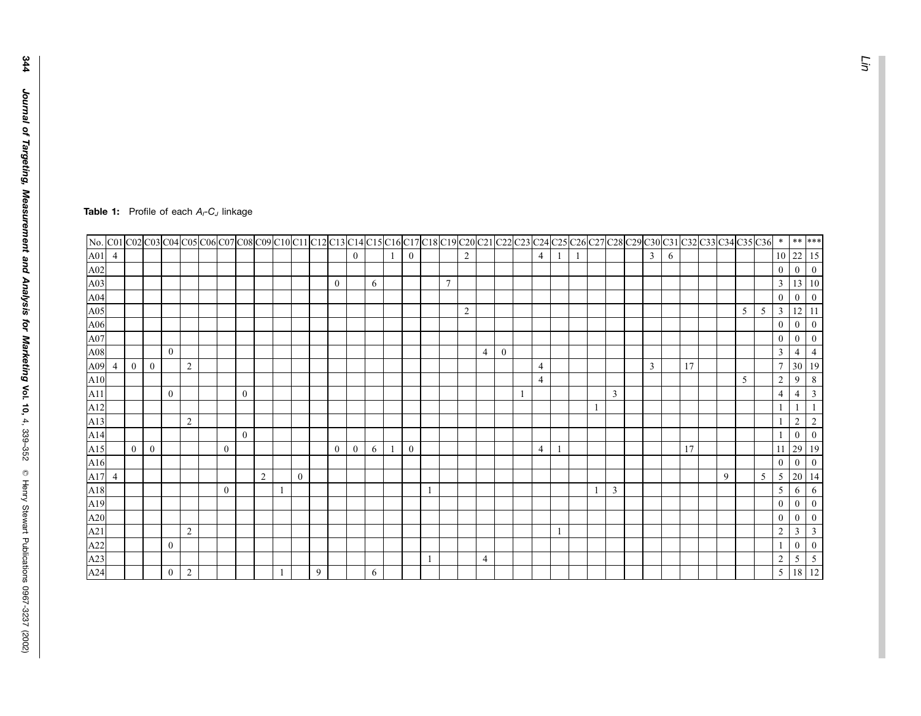**Table 1:** Profile of each $A_I$-$C_J$ linkage

| No. | C01 | C02 | C03 | C04 | C05 | C06 | C07 | C08 | C09 | C10 | C11 | C12 | C13 | C14 | C15 | C16 | C17 | C18 | C19 | C20 | C21 | C22 | C23 | C24 | C25 | C26 | C27 | C28 | C29 | C30 | C31 | C32 | C33 | C34 | C35 | C36 | * | ** | *** |
|---|---|---|---|---|---|---|---|---|---|---|---|---|---|---|---|---|---|---|---|---|---|---|---|---|---|---|---|---|---|---|---|---|---|---|---|---|---|---|---|
| A01 | 4 | | | | | | | | | | | | | 0 | | 1 | 0 | | | 2 | | | | 4 | 1 | 1 | | | | 3 | 6 | | | | | | 10 | 22 | 15 |
| A02 | | | | | | | | | | | | | | | | | | | | | | | | | | | | | | | | | | | | | 0 | 0 | 0 |
| A03 | | | | | | | | | | | | | 0 | | 6 | | | | 7 | | | | | | | | | | | | | | | | | | 3 | 13 | 10 |
| A04 | | | | | | | | | | | | | | | | | | | | | | | | | | | | | | | | | | | | | 0 | 0 | 0 |
| A05 | | | | | | | | | | | | | | | | | | | | 2 | | | | | | | | | | | | | | | 5 | 5 | 3 | 12 | 11 |
| A06 | | | | | | | | | | | | | | | | | | | | | | | | | | | | | | | | | | | | | 0 | 0 | 0 |
| A07 | | | | | | | | | | | | | | | | | | | | | | | | | | | | | | | | | | | | | 0 | 0 | 0 |
| A08 | | | | 0 | | | | | | | | | | | | | | | | | 4 | 0 | | | | | | | | | | | | | | | 3 | 4 | 4 |
| A09 | 4 | 0 | 0 | | 2 | | | | | | | | | | | | | | | | | | | 4 | | | | | | 3 | | 17 | | | | | 7 | 30 | 19 |
| A10 | | | | | | | | | | | | | | | | | | | | | | | | 4 | | | | | | | | | | | 5 | | 2 | 9 | 8 |
| A11 | | | | 0 | | | | 0 | | | | | | | | | | | | | | | 1 | | | | | 3 | | | | | | | | | 4 | 4 | 3 |
| A12 | | | | | | | | | | | | | | | | | | | | | | | | | | | 1 | | | | | | | | | | 1 | 1 | 1 |
| A13 | | | | | 2 | | | | | | | | | | | | | | | | | | | | | | | | | | | | | | | | 1 | 2 | 2 |
| A14 | | | | | | | | 0 | | | | | | | | | | | | | | | | | | | | | | | | | | | | | 1 | 0 | 0 |
| A15 | | 0 | 0 | | | | 0 | | | | | | 0 | 0 | 6 | 1 | 0 | | | | | | | 4 | 1 | | | | | | | 17 | | | | | 11 | 29 | 19 |
| A16 | | | | | | | | | | | | | | | | | | | | | | | | | | | | | | | | | | | | | 0 | 0 | 0 |
| A17 | 4 | | | | | | | | 2 | | 0 | | | | | | | | | | | | | | | | | | | | | | | 9 | | 5 | 5 | 20 | 14 |
| A18 | | | | | | | 0 | | | 1 | | | | | | | | 1 | | | | | | | | | 1 | 3 | | | | | | | | | 5 | 6 | 6 |
| A19 | | | | | | | | | | | | | | | | | | | | | | | | | | | | | | | | | | | | | 0 | 0 | 0 |
| A20 | | | | | | | | | | | | | | | | | | | | | | | | | | | | | | | | | | | | | 0 | 0 | 0 |
| A21 | | | | | 2 | | | | | | | | | | | | | | | | | | | | 1 | | | | | | | | | | | | 2 | 3 | 3 |
| A22 | | | | 0 | | | | | | | | | | | | | | | | | | | | | | | | | | | | | | | | | 1 | 0 | 0 |
| A23 | | | | | | | | | | | | | | | | | | 1 | | | 4 | | | | | | | | | | | | | | | | 2 | 5 | 5 |
| A24 | | | | 0 | 2 | | | | | 1 | | 9 | | | 6 | | | | | | | | | | | | | | | | | | | | | | 5 | 18 | 12 |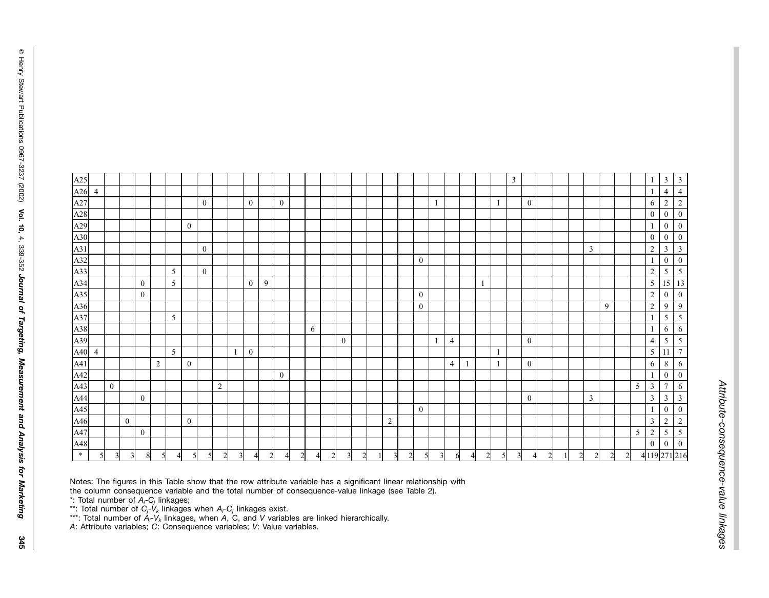| | | | | | | | | | | | | | | | | | | | | | | | | | | | | | | | | | | | | | | | |
|---|---|---|---|---|---|---|---|---|---|---|---|---|---|---|---|---|---|---|---|---|---|---|---|---|---|---|---|---|---|---|---|---|---|---|---|---|---|---|---|
| A25 | | | | | | | | | | | | | | | | | | | | | | | | | | | 3 | | | | | | | | | 1 | 3 | 3 |
| A26 | 4 | | | | | | | | | | | | | | | | | | | | | | | | | | | | | | | | | | | 1 | 4 | 4 |
| A27 | | | | | | | | 0 | | | 0 | | 0 | | | | | | | | | | 1 | | | | 1 | | 0 | | | | | | | 6 | 2 | 2 |
| A28 | | | | | | | | | | | | | | | | | | | | | | | | | | | | | | | | | | | | 0 | 0 | 0 |
| A29 | | | | | | | 0 | | | | | | | | | | | | | | | | | | | | | | | | | | | | | 1 | 0 | 0 |
| A30 | | | | | | | | | | | | | | | | | | | | | | | | | | | | | | | | | | | | 0 | 0 | 0 |
| A31 | | | | | | | | 0 | | | | | | | | | | | | | | | | | | | | | | | | | 3 | | | 2 | 3 | 3 |
| A32 | | | | | | | | | | | | | | | | | | | | | | 0 | | | | | | | | | | | | | | 1 | 0 | 0 |
| A33 | | | | | | 5 | | 0 | | | | | | | | | | | | | | | | | | | | | | | | | | | | 2 | 5 | 5 |
| A34 | | | | 0 | | 5 | | | | | 0 | 9 | | | | | | | | | | | | | | 1 | | | | | | | | | | 5 | 15 | 13 |
| A35 | | | | 0 | | | | | | | | | | | | | | | | | | 0 | | | | | | | | | | | | | | 2 | 0 | 0 |
| A36 | | | | | | | | | | | | | | | | | | | | | | 0 | | | | | | | | | | | | 9 | | 2 | 9 | 9 |
| A37 | | | | | | 5 | | | | | | | | | | | | | | | | | | | | | | | | | | | | | | 1 | 5 | 5 |
| A38 | | | | | | | | | | | | | | | 6 | | | | | | | | | | | | | | | | | | | | | 1 | 6 | 6 |
| A39 | | | | | | | | | | | | | | | | | 0 | | | | | | 1 | 4 | | | | | 0 | | | | | | | 4 | 5 | 5 |
| A40 | 4 | | | | | 5 | | | | 1 | 0 | | | | | | | | | | | | | | | | 1 | | | | | | | | | 5 | 11 | 7 |
| A41 | | | | | 2 | | 0 | | | | | | | | | | | | | | | | | 4 | 1 | | 1 | | 0 | | | | | | | 6 | 8 | 6 |
| A42 | | | | | | | | | | | | | 0 | | | | | | | | | | | | | | | | | | | | | | | 1 | 0 | 0 |
| A43 | | 0 | | | | | | | 2 | | | | | | | | | | | | | | | | | | | | | | | | | | 5 | 3 | 7 | 6 |
| A44 | | | | 0 | | | | | | | | | | | | | | | | | | | | | | | | | 0 | | | | 3 | | | 3 | 3 | 3 |
| A45 | | | | | | | | | | | | | | | | | | | | | | 0 | | | | | | | | | | | | | | 1 | 0 | 0 |
| A46 | | | 0 | | | | 0 | | | | | | | | | | | | | 2 | | | | | | | | | | | | | | | | 3 | 2 | 2 |
| A47 | | | | 0 | | | | | | | | | | | | | | | | | | | | | | | | | | | | | | | 5 | 2 | 5 | 5 |
| A48 | | | | | | | | | | | | | | | | | | | | | | | | | | | | | | | | | | | | 0 | 0 | 0 |
| * | 5 | 3 | 3 | 8 | 5 | 4 | 5 | 5 | 2 | 3 | 4 | 2 | 4 | 2 | 4 | 2 | 3 | 2 | 1 | 3 | 2 | 5 | 3 | 6 | 4 | 2 | 5 | 3 | 4 | 2 | 1 | 2 | 2 | 2 | 2 | 4 | 119 | 271 | 216 |

Notes: The figures in this Table show that the row attribute variable has a significant linear relationship with the column consequence variable and the total number of consequence-value linkage (see Table 2).

*: Total number of $A_i$-$C_j$ linkages;

**: Total number of $C_j$-$V_k$ linkages when $A_i$-$C_j$ linkages exist.

***: Total number of $A_i$-$V_k$ linkages, when $A$, $C$, and $V$ variables are linked hierarchically.

*A*: Attribute variables; *C*: Consequence variables; *V*: Value variables.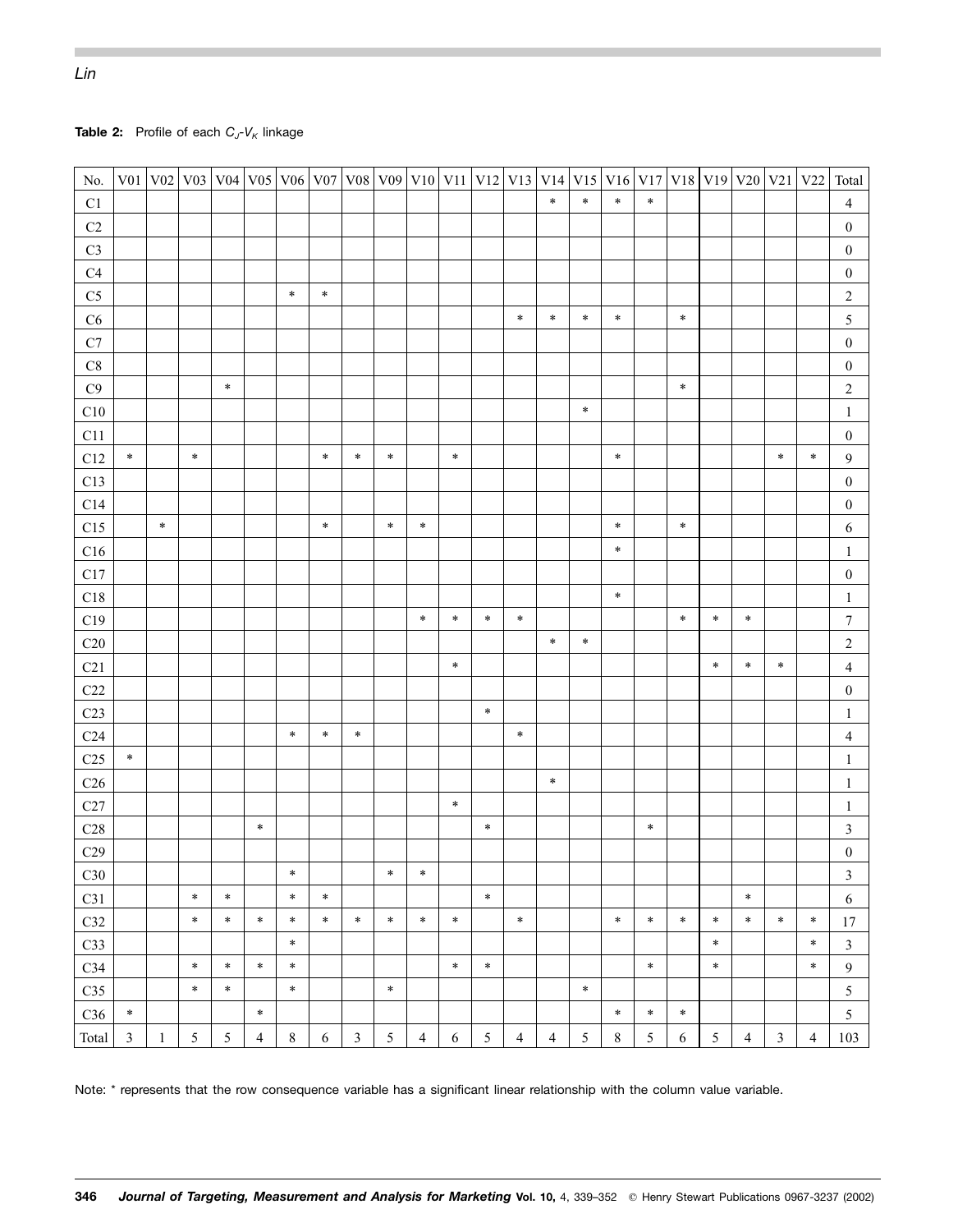**Table 2:** Profile of each $C_J$-$V_K$ linkage

| No. | V01 | V02 | V03 | V04 | V05 | V06 | V07 | V08 | V09 | V10 | V11 | V12 | V13 | V14 | V15 | V16 | V17 | V18 | V19 | V20 | V21 | V22 | Total |
|---|---|---|---|---|---|---|---|---|---|---|---|---|---|---|---|---|---|---|---|---|---|---|---|
| C1 | | | | | | | | | | | | | | * | * | * | * | | | | | | 4 |
| C2 | | | | | | | | | | | | | | | | | | | | | | | 0 |
| C3 | | | | | | | | | | | | | | | | | | | | | | | 0 |
| C4 | | | | | | | | | | | | | | | | | | | | | | | 0 |
| C5 | | | | | | * | * | | | | | | | | | | | | | | | | 2 |
| C6 | | | | | | | | | | | | | * | * | * | * | | * | | | | | 5 |
| C7 | | | | | | | | | | | | | | | | | | | | | | | 0 |
| C8 | | | | | | | | | | | | | | | | | | | | | | | 0 |
| C9 | | | | * | | | | | | | | | | | | | | * | | | | | 2 |
| C10 | | | | | | | | | | | | | | | * | | | | | | | | 1 |
| C11 | | | | | | | | | | | | | | | | | | | | | | | 0 |
| C12 | * | | * | | | | * | * | * | | * | | | | | * | | | | | * | * | 9 |
| C13 | | | | | | | | | | | | | | | | | | | | | | | 0 |
| C14 | | | | | | | | | | | | | | | | | | | | | | | 0 |
| C15 | | * | | | | | * | | * | * | | | | | | * | | * | | | | | 6 |
| C16 | | | | | | | | | | | | | | | | * | | | | | | | 1 |
| C17 | | | | | | | | | | | | | | | | | | | | | | | 0 |
| C18 | | | | | | | | | | | | | | | | * | | | | | | | 1 |
| C19 | | | | | | | | | | * | * | * | * | | | | | * | * | * | | | 7 |
| C20 | | | | | | | | | | | | | | * | * | | | | | | | | 2 |
| C21 | | | | | | | | | | | * | | | | | | | | * | * | * | | 4 |
| C22 | | | | | | | | | | | | | | | | | | | | | | | 0 |
| C23 | | | | | | | | | | | | * | | | | | | | | | | | 1 |
| C24 | | | | | | * | * | * | | | | | * | | | | | | | | | | 4 |
| C25 | * | | | | | | | | | | | | | | | | | | | | | | 1 |
| C26 | | | | | | | | | | | | | | * | | | | | | | | | 1 |
| C27 | | | | | | | | | | | * | | | | | | | | | | | | 1 |
| C28 | | | | | * | | | | | | | * | | | | | * | | | | | | 3 |
| C29 | | | | | | | | | | | | | | | | | | | | | | | 0 |
| C30 | | | | | | * | | | * | * | | | | | | | | | | | | | 3 |
| C31 | | | * | * | | * | * | | | | | * | | | | | | | | * | | | 6 |
| C32 | | | * | * | * | * | * | * | * | * | * | | * | | | * | * | * | * | * | * | * | 17 |
| C33 | | | | | | * | | | | | | | | | | | | | * | | | * | 3 |
| C34 | | | * | * | * | * | | | | | * | * | | | | | * | | * | | | * | 9 |
| C35 | | | * | * | | * | | | * | | | | | | * | | | | | | | | 5 |
| C36 | * | | | | * | | | | | | | | | | | * | * | * | | | | | 5 |
| Total | 3 | 1 | 5 | 5 | 4 | 8 | 6 | 3 | 5 | 4 | 6 | 5 | 4 | 4 | 5 | 8 | 5 | 6 | 5 | 4 | 3 | 4 | 103 |

Note: * represents that the row consequence variable has a significant linear relationship with the column value variable.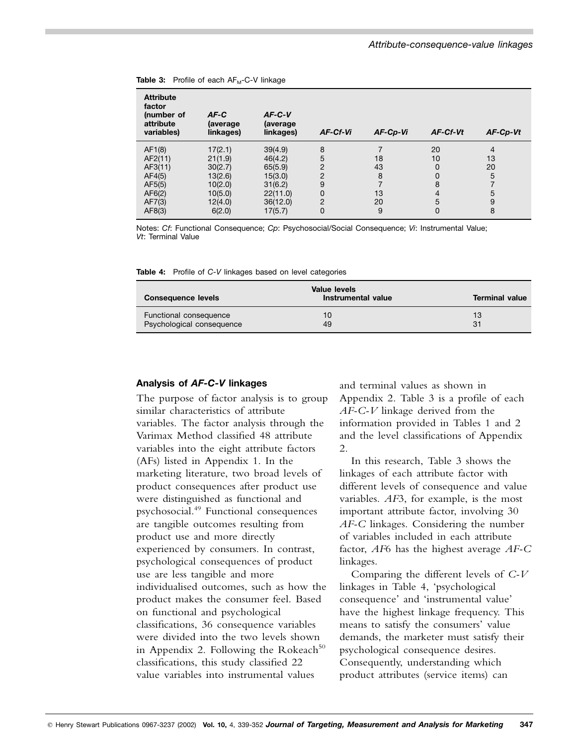**Table 3:** Profile of each $AF_M$-C-V linkage

| Attribute factor (number of attribute variables) | *AF-C* (average linkages) | *AF-C-V* (average linkages) | *AF-Cf-Vi* | *AF-Cp-Vi* | *AF-Cf-Vt* | *AF-Cp-Vt* |
|---|---|---|---|---|---|---|
| AF1(8) | 17(2.1) | 39(4.9) | 8 | 7 | 20 | 4 |
| AF2(11) | 21(1.9) | 46(4.2) | 5 | 18 | 10 | 13 |
| AF3(11) | 30(2.7) | 65(5.9) | 2 | 43 | 0 | 20 |
| AF4(5) | 13(2.6) | 15(3.0) | 2 | 8 | 0 | 5 |
| AF5(5) | 10(2.0) | 31(6.2) | 9 | 7 | 8 | 7 |
| AF6(2) | 10(5.0) | 22(11.0) | 0 | 13 | 4 | 5 |
| AF7(3) | 12(4.0) | 36(12.0) | 2 | 20 | 5 | 9 |
| AF8(3) | 6(2.0) | 17(5.7) | 0 | 9 | 0 | 8 |

Notes: *Cf*: Functional Consequence; *Cp*: Psychosocial/Social Consequence; *Vi*: Instrumental Value; *Vt*: Terminal Value

**Table 4:** Profile of *C-V* linkages based on level categories

| Consequence levels | Value levels Instrumental value | Terminal value |
|---|---|---|
| Functional consequence | 10 | 13 |
| Psychological consequence | 49 | 31 |

### Analysis of *AF-C-V* linkages

The purpose of factor analysis is to group similar characteristics of attribute variables. The factor analysis through the Varimax Method classified 48 attribute variables into the eight attribute factors (AFs) listed in Appendix 1. In the marketing literature, two broad levels of product consequences after product use were distinguished as functional and psychosocial.[49] Functional consequences are tangible outcomes resulting from product use and more directly experienced by consumers. In contrast, psychological consequences of product use are less tangible and more individualised outcomes, such as how the product makes the consumer feel. Based on functional and psychological classifications, 36 consequence variables were divided into the two levels shown in Appendix 2. Following the Rokeach[50] classifications, this study classified 22 value variables into instrumental values and terminal values as shown in Appendix 2. Table 3 is a profile of each *AF-C-V* linkage derived from the information provided in Tables 1 and 2 and the level classifications of Appendix 2.

In this research, Table 3 shows the linkages of each attribute factor with different levels of consequence and value variables. *AF*3, for example, is the most important attribute factor, involving 30 *AF-C* linkages. Considering the number of variables included in each attribute factor, *AF*6 has the highest average *AF-C* linkages.

Comparing the different levels of *C-V* linkages in Table 4, 'psychological consequence' and 'instrumental value' have the highest linkage frequency. This means to satisfy the consumers' value demands, the marketer must satisfy their psychological consequence desires. Consequently, understanding which product attributes (service items) can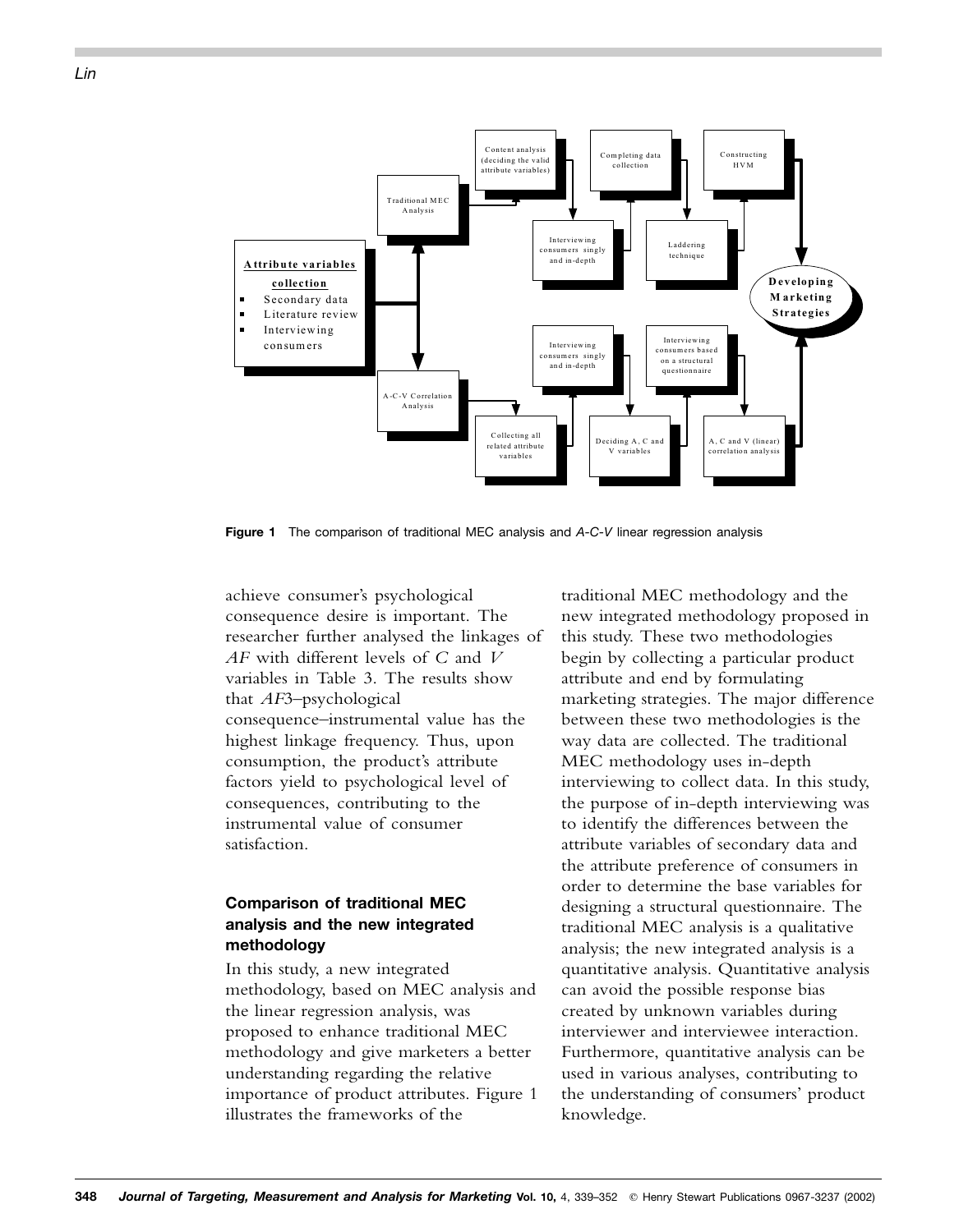**Figure 1** The comparison of traditional MEC analysis and *A-C-V* linear regression analysis

achieve consumer's psychological consequence desire is important. The researcher further analysed the linkages of *AF* with different levels of *C* and *V* variables in Table 3. The results show that *AF*3–psychological consequence–instrumental value has the highest linkage frequency. Thus, upon consumption, the product's attribute factors yield to psychological level of consequences, contributing to the instrumental value of consumer satisfaction.

### Comparison of traditional MEC analysis and the new integrated methodology

In this study, a new integrated methodology, based on MEC analysis and the linear regression analysis, was proposed to enhance traditional MEC methodology and give marketers a better understanding regarding the relative importance of product attributes. Figure 1 illustrates the frameworks of the traditional MEC methodology and the new integrated methodology proposed in this study. These two methodologies begin by collecting a particular product attribute and end by formulating marketing strategies. The major difference between these two methodologies is the way data are collected. The traditional MEC methodology uses in-depth interviewing to collect data. In this study, the purpose of in-depth interviewing was to identify the differences between the attribute variables of secondary data and the attribute preference of consumers in order to determine the base variables for designing a structural questionnaire. The traditional MEC analysis is a qualitative analysis; the new integrated analysis is a quantitative analysis. Quantitative analysis can avoid the possible response bias created by unknown variables during interviewer and interviewee interaction. Furthermore, quantitative analysis can be used in various analyses, contributing to the understanding of consumers' product knowledge.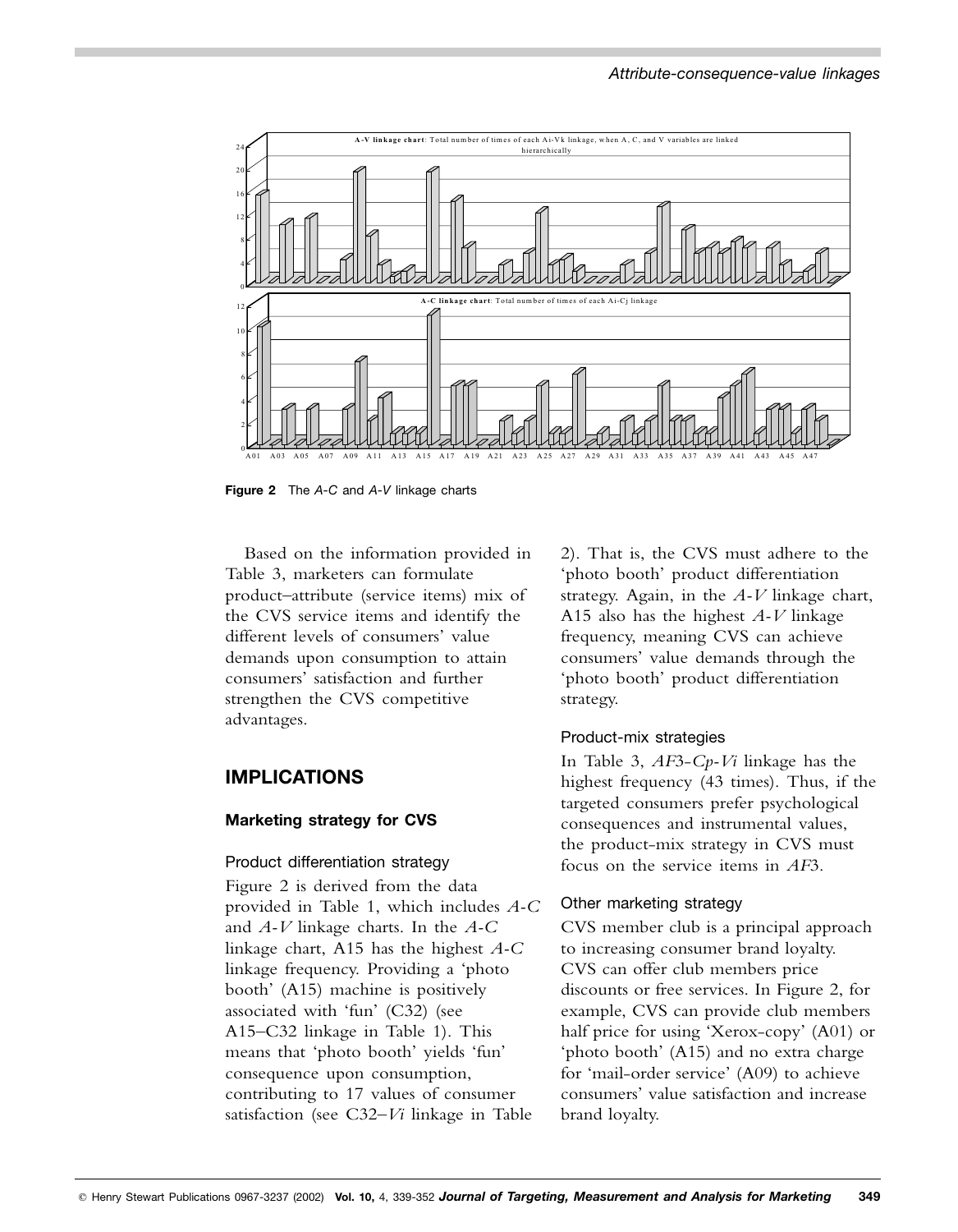**Figure 2** The *A-C* and *A-V* linkage charts

Based on the information provided in Table 3, marketers can formulate product–attribute (service items) mix of the CVS service items and identify the different levels of consumers' value demands upon consumption to attain consumers' satisfaction and further strengthen the CVS competitive advantages.

## IMPLICATIONS

### Marketing strategy for CVS

#### Product differentiation strategy

Figure 2 is derived from the data provided in Table 1, which includes *A-C* and *A-V* linkage charts. In the *A-C* linkage chart, A15 has the highest *A-C* linkage frequency. Providing a 'photo booth' (A15) machine is positively associated with 'fun' (C32) (see A15–C32 linkage in Table 1). This means that 'photo booth' yields 'fun' consequence upon consumption, contributing to 17 values of consumer satisfaction (see C32–*Vi* linkage in Table 2). That is, the CVS must adhere to the 'photo booth' product differentiation strategy. Again, in the *A-V* linkage chart, A15 also has the highest *A-V* linkage frequency, meaning CVS can achieve consumers' value demands through the 'photo booth' product differentiation strategy.

#### Product-mix strategies

In Table 3, *AF*3-*Cp*-*Vi* linkage has the highest frequency (43 times). Thus, if the targeted consumers prefer psychological consequences and instrumental values, the product-mix strategy in CVS must focus on the service items in *AF*3.

#### Other marketing strategy

CVS member club is a principal approach to increasing consumer brand loyalty. CVS can offer club members price discounts or free services. In Figure 2, for example, CVS can provide club members half price for using 'Xerox-copy' (A01) or 'photo booth' (A15) and no extra charge for 'mail-order service' (A09) to achieve consumers' value satisfaction and increase brand loyalty.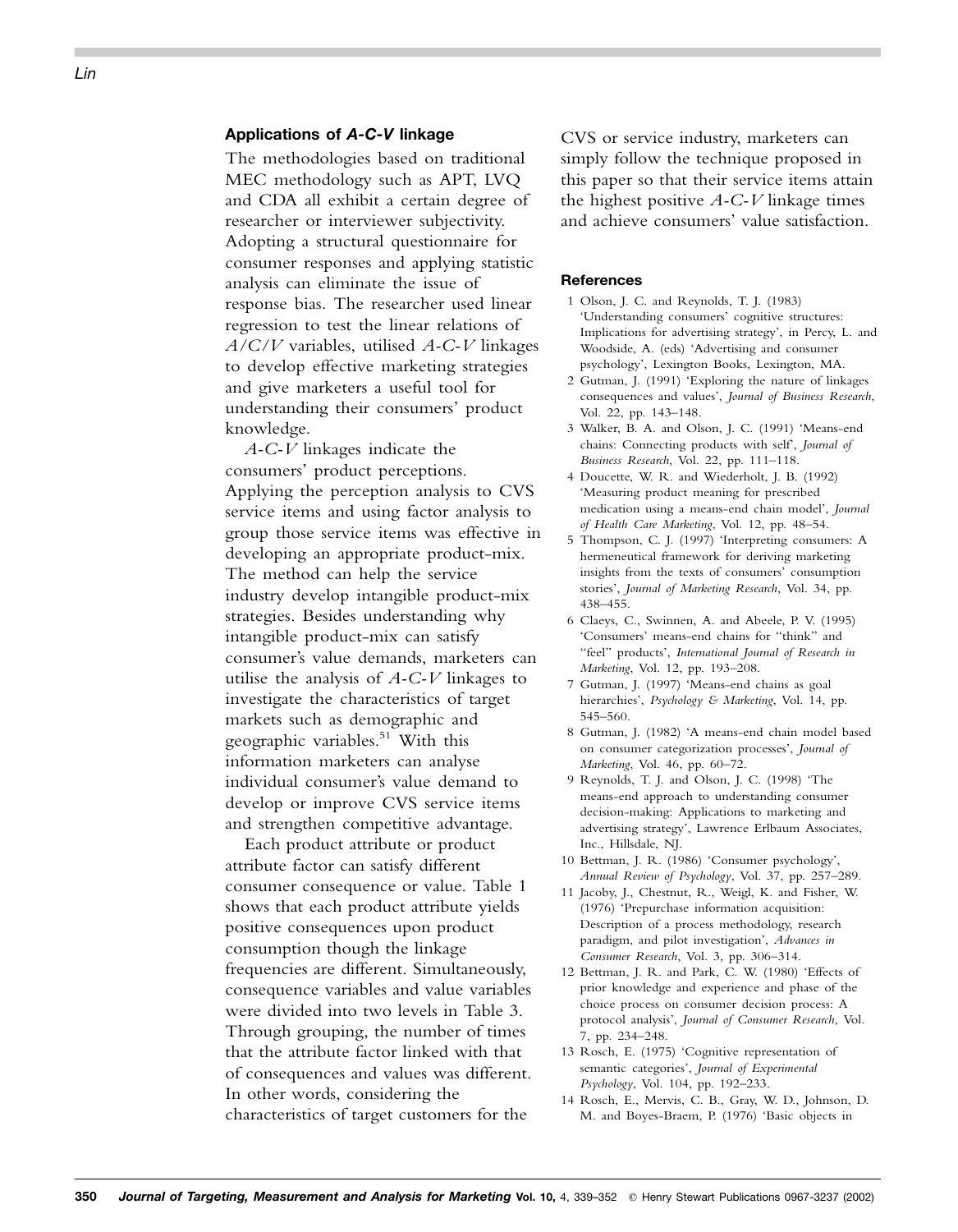### Applications of *A-C-V* linkage

The methodologies based on traditional MEC methodology such as APT, LVQ and CDA all exhibit a certain degree of researcher or interviewer subjectivity. Adopting a structural questionnaire for consumer responses and applying statistic analysis can eliminate the issue of response bias. The researcher used linear regression to test the linear relations of *A/C/V* variables, utilised *A-C-V* linkages to develop effective marketing strategies and give marketers a useful tool for understanding their consumers' product knowledge.

*A-C-V* linkages indicate the consumers' product perceptions. Applying the perception analysis to CVS service items and using factor analysis to group those service items was effective in developing an appropriate product-mix. The method can help the service industry develop intangible product-mix strategies. Besides understanding why intangible product-mix can satisfy consumer's value demands, marketers can utilise the analysis of *A-C-V* linkages to investigate the characteristics of target markets such as demographic and geographic variables.[51] With this information marketers can analyse individual consumer's value demand to develop or improve CVS service items and strengthen competitive advantage.

Each product attribute or product attribute factor can satisfy different consumer consequence or value. Table 1 shows that each product attribute yields positive consequences upon product consumption though the linkage frequencies are different. Simultaneously, consequence variables and value variables were divided into two levels in Table 3. Through grouping, the number of times that the attribute factor linked with that of consequences and values was different. In other words, considering the characteristics of target customers for the CVS or service industry, marketers can simply follow the technique proposed in this paper so that their service items attain the highest positive *A-C-V* linkage times and achieve consumers' value satisfaction.

### References

1. Olson, J. C. and Reynolds, T. J. (1983) 'Understanding consumers' cognitive structures: Implications for advertising strategy', in Percy, L. and Woodside, A. (eds) 'Advertising and consumer psychology', Lexington Books, Lexington, MA.
2. Gutman, J. (1991) 'Exploring the nature of linkages consequences and values', *Journal of Business Research*, Vol. 22, pp. 143–148.
3. Walker, B. A. and Olson, J. C. (1991) 'Means-end chains: Connecting products with self', *Journal of Business Research*, Vol. 22, pp. 111–118.
4. Doucette, W. R. and Wiederholt, J. B. (1992) 'Measuring product meaning for prescribed medication using a means-end chain model', *Journal of Health Care Marketing*, Vol. 12, pp. 48–54.
5. Thompson, C. J. (1997) 'Interpreting consumers: A hermeneutical framework for deriving marketing insights from the texts of consumers' consumption stories', *Journal of Marketing Research*, Vol. 34, pp. 438–455.
6. Claeys, C., Swinnen, A. and Abeele, P. V. (1995) 'Consumers' means-end chains for "think" and "feel" products', *International Journal of Research in Marketing*, Vol. 12, pp. 193–208.
7. Gutman, J. (1997) 'Means-end chains as goal hierarchies', *Psychology & Marketing*, Vol. 14, pp. 545–560.
8. Gutman, J. (1982) 'A means-end chain model based on consumer categorization processes', *Journal of Marketing*, Vol. 46, pp. 60–72.
9. Reynolds, T. J. and Olson, J. C. (1998) 'The means-end approach to understanding consumer decision-making: Applications to marketing and advertising strategy', Lawrence Erlbaum Associates, Inc., Hillsdale, NJ.
10. Bettman, J. R. (1986) 'Consumer psychology', *Annual Review of Psychology*, Vol. 37, pp. 257–289.
11. Jacoby, J., Chestnut, R., Weigl, K. and Fisher, W. (1976) 'Prepurchase information acquisition: Description of a process methodology, research paradigm, and pilot investigation', *Advances in Consumer Research*, Vol. 3, pp. 306–314.
12. Bettman, J. R. and Park, C. W. (1980) 'Effects of prior knowledge and experience and phase of the choice process on consumer decision process: A protocol analysis', *Journal of Consumer Research*, Vol. 7, pp. 234–248.
13. Rosch, E. (1975) 'Cognitive representation of semantic categories', *Journal of Experimental Psychology*, Vol. 104, pp. 192–233.
14. Rosch, E., Mervis, C. B., Gray, W. D., Johnson, D. M. and Boyes-Braem, P. (1976) 'Basic objects in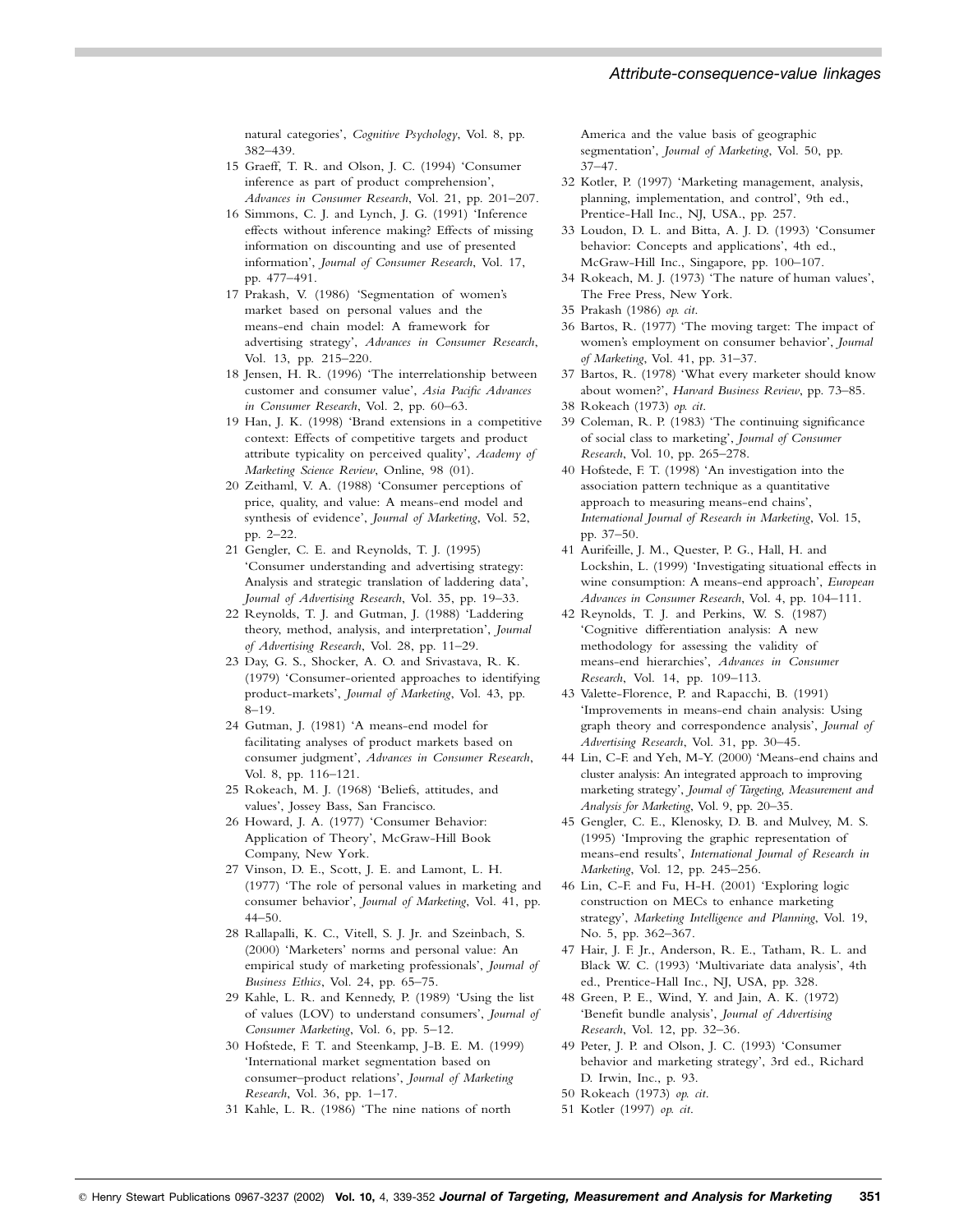natural categories', *Cognitive Psychology*, Vol. 8, pp. 382–439.

15 Graeff, T. R. and Olson, J. C. (1994) 'Consumer inference as part of product comprehension', *Advances in Consumer Research*, Vol. 21, pp. 201–207.

16 Simmons, C. J. and Lynch, J. G. (1991) 'Inference effects without inference making? Effects of missing information on discounting and use of presented information', *Journal of Consumer Research*, Vol. 17, pp. 477–491.

17 Prakash, V. (1986) 'Segmentation of women's market based on personal values and the means-end chain model: A framework for advertising strategy', *Advances in Consumer Research*, Vol. 13, pp. 215–220.

18 Jensen, H. R. (1996) 'The interrelationship between customer and consumer value', *Asia Pacific Advances in Consumer Research*, Vol. 2, pp. 60–63.

19 Han, J. K. (1998) 'Brand extensions in a competitive context: Effects of competitive targets and product attribute typicality on perceived quality', *Academy of Marketing Science Review*, Online, 98 (01).

20 Zeithaml, V. A. (1988) 'Consumer perceptions of price, quality, and value: A means-end model and synthesis of evidence', *Journal of Marketing*, Vol. 52, pp. 2–22.

21 Gengler, C. E. and Reynolds, T. J. (1995) 'Consumer understanding and advertising strategy: Analysis and strategic translation of laddering data', *Journal of Advertising Research*, Vol. 35, pp. 19–33.

22 Reynolds, T. J. and Gutman, J. (1988) 'Laddering theory, method, analysis, and interpretation', *Journal of Advertising Research*, Vol. 28, pp. 11–29.

23 Day, G. S., Shocker, A. O. and Srivastava, R. K. (1979) 'Consumer-oriented approaches to identifying product-markets', *Journal of Marketing*, Vol. 43, pp. 8–19.

24 Gutman, J. (1981) 'A means-end model for facilitating analyses of product markets based on consumer judgment', *Advances in Consumer Research*, Vol. 8, pp. 116–121.

25 Rokeach, M. J. (1968) 'Beliefs, attitudes, and values', Jossey Bass, San Francisco.

26 Howard, J. A. (1977) 'Consumer Behavior: Application of Theory', McGraw-Hill Book Company, New York.

27 Vinson, D. E., Scott, J. E. and Lamont, L. H. (1977) 'The role of personal values in marketing and consumer behavior', *Journal of Marketing*, Vol. 41, pp. 44–50.

28 Rallapalli, K. C., Vitell, S. J. Jr. and Szeinbach, S. (2000) 'Marketers' norms and personal value: An empirical study of marketing professionals', *Journal of Business Ethics*, Vol. 24, pp. 65–75.

29 Kahle, L. R. and Kennedy, P. (1989) 'Using the list of values (LOV) to understand consumers', *Journal of Consumer Marketing*, Vol. 6, pp. 5–12.

30 Hofstede, F. T. and Steenkamp, J-B. E. M. (1999) 'International market segmentation based on consumer–product relations', *Journal of Marketing Research*, Vol. 36, pp. 1–17.

31 Kahle, L. R. (1986) 'The nine nations of north America and the value basis of geographic segmentation', *Journal of Marketing*, Vol. 50, pp. 37–47.

32 Kotler, P. (1997) 'Marketing management, analysis, planning, implementation, and control', 9th ed., Prentice-Hall Inc., NJ, USA., pp. 257.

33 Loudon, D. L. and Bitta, A. J. D. (1993) 'Consumer behavior: Concepts and applications', 4th ed., McGraw-Hill Inc., Singapore, pp. 100–107.

34 Rokeach, M. J. (1973) 'The nature of human values', The Free Press, New York.

35 Prakash (1986) *op. cit*.

36 Bartos, R. (1977) 'The moving target: The impact of women's employment on consumer behavior', *Journal of Marketing*, Vol. 41, pp. 31–37.

37 Bartos, R. (1978) 'What every marketer should know about women?', *Harvard Business Review*, pp. 73–85.

38 Rokeach (1973) *op. cit*.

39 Coleman, R. P. (1983) 'The continuing significance of social class to marketing', *Journal of Consumer Research*, Vol. 10, pp. 265–278.

40 Hofstede, F. T. (1998) 'An investigation into the association pattern technique as a quantitative approach to measuring means-end chains', *International Journal of Research in Marketing*, Vol. 15, pp. 37–50.

41 Aurifeille, J. M., Quester, P. G., Hall, H. and Lockshin, L. (1999) 'Investigating situational effects in wine consumption: A means-end approach', *European Advances in Consumer Research*, Vol. 4, pp. 104–111.

42 Reynolds, T. J. and Perkins, W. S. (1987) 'Cognitive differentiation analysis: A new methodology for assessing the validity of means-end hierarchies', *Advances in Consumer Research*, Vol. 14, pp. 109–113.

43 Valette-Florence, P. and Rapacchi, B. (1991) 'Improvements in means-end chain analysis: Using graph theory and correspondence analysis', *Journal of Advertising Research*, Vol. 31, pp. 30–45.

44 Lin, C-F. and Yeh, M-Y. (2000) 'Means-end chains and cluster analysis: An integrated approach to improving marketing strategy', *Journal of Targeting, Measurement and Analysis for Marketing*, Vol. 9, pp. 20–35.

45 Gengler, C. E., Klenosky, D. B. and Mulvey, M. S. (1995) 'Improving the graphic representation of means-end results', *International Journal of Research in Marketing*, Vol. 12, pp. 245–256.

46 Lin, C-F. and Fu, H-H. (2001) 'Exploring logic construction on MECs to enhance marketing strategy', *Marketing Intelligence and Planning*, Vol. 19, No. 5, pp. 362–367.

47 Hair, J. F. Jr., Anderson, R. E., Tatham, R. L. and Black W. C. (1993) 'Multivariate data analysis', 4th ed., Prentice-Hall Inc., NJ, USA, pp. 328.

48 Green, P. E., Wind, Y. and Jain, A. K. (1972) 'Benefit bundle analysis', *Journal of Advertising Research*, Vol. 12, pp. 32–36.

49 Peter, J. P. and Olson, J. C. (1993) 'Consumer behavior and marketing strategy', 3rd ed., Richard D. Irwin, Inc., p. 93.

50 Rokeach (1973) *op. cit*.

51 Kotler (1997) *op. cit*.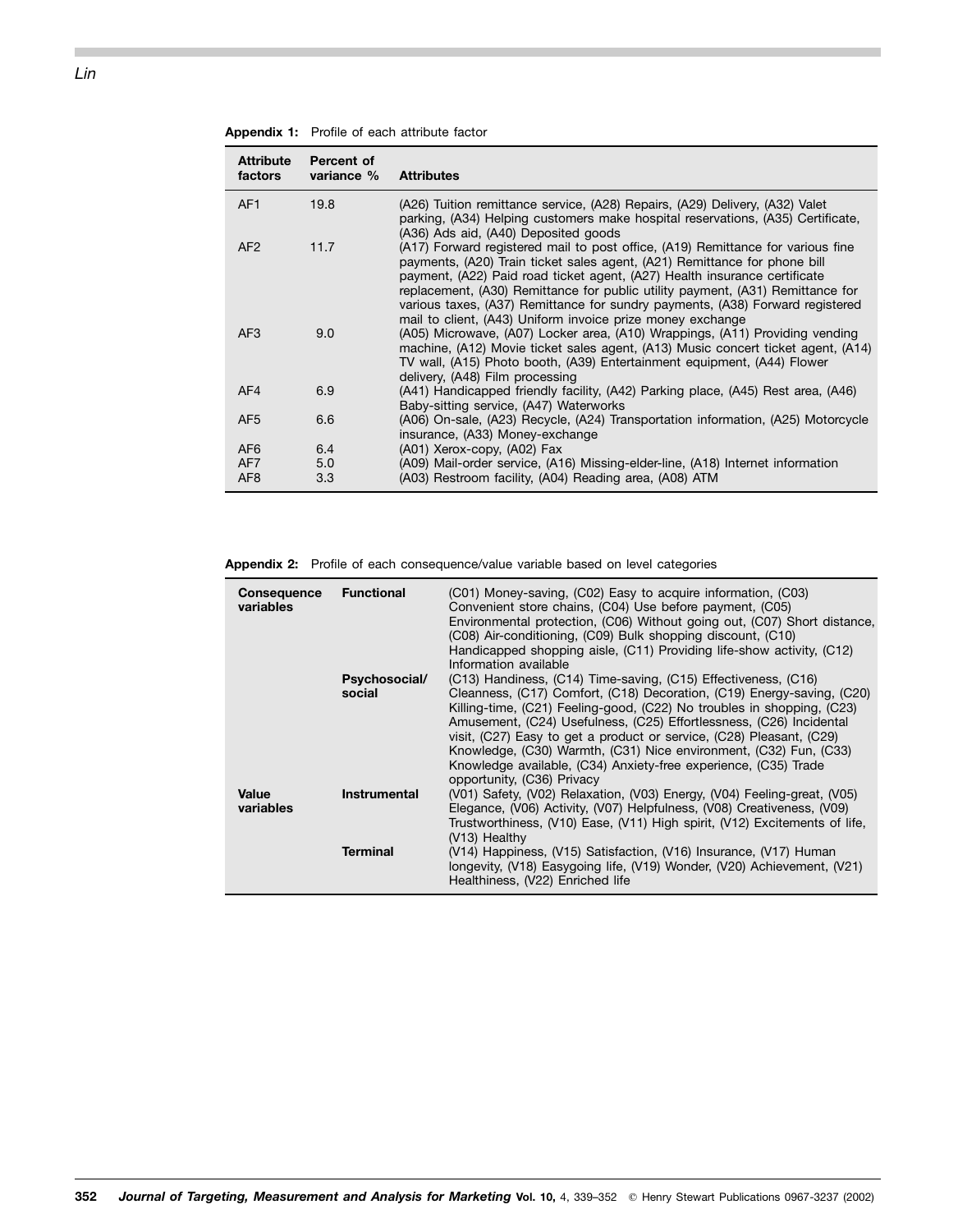**Appendix 1:** Profile of each attribute factor

| Attribute factors | Percent of variance % | Attributes |
|---|---|---|
| AF1 | 19.8 | (A26) Tuition remittance service, (A28) Repairs, (A29) Delivery, (A32) Valet parking, (A34) Helping customers make hospital reservations, (A35) Certificate, (A36) Ads aid, (A40) Deposited goods |
| AF2 | 11.7 | (A17) Forward registered mail to post office, (A19) Remittance for various fine payments, (A20) Train ticket sales agent, (A21) Remittance for phone bill payment, (A22) Paid road ticket agent, (A27) Health insurance certificate replacement, (A30) Remittance for public utility payment, (A31) Remittance for various taxes, (A37) Remittance for sundry payments, (A38) Forward registered mail to client, (A43) Uniform invoice prize money exchange |
| AF3 | 9.0 | (A05) Microwave, (A07) Locker area, (A10) Wrappings, (A11) Providing vending machine, (A12) Movie ticket sales agent, (A13) Music concert ticket agent, (A14) TV wall, (A15) Photo booth, (A39) Entertainment equipment, (A44) Flower delivery, (A48) Film processing |
| AF4 | 6.9 | (A41) Handicapped friendly facility, (A42) Parking place, (A45) Rest area, (A46) Baby-sitting service, (A47) Waterworks |
| AF5 | 6.6 | (A06) On-sale, (A23) Recycle, (A24) Transportation information, (A25) Motorcycle insurance, (A33) Money-exchange |
| AF6 | 6.4 | (A01) Xerox-copy, (A02) Fax |
| AF7 | 5.0 | (A09) Mail-order service, (A16) Missing-elder-line, (A18) Internet information |
| AF8 | 3.3 | (A03) Restroom facility, (A04) Reading area, (A08) ATM |

**Appendix 2:** Profile of each consequence/value variable based on level categories

| | | |
|---|---|---|
| **Consequence variables** | **Functional** | (C01) Money-saving, (C02) Easy to acquire information, (C03) Convenient store chains, (C04) Use before payment, (C05) Environmental protection, (C06) Without going out, (C07) Short distance, (C08) Air-conditioning, (C09) Bulk shopping discount, (C10) Handicapped shopping aisle, (C11) Providing life-show activity, (C12) Information available |
| | **Psychosocial/ social** | (C13) Handiness, (C14) Time-saving, (C15) Effectiveness, (C16) Cleanness, (C17) Comfort, (C18) Decoration, (C19) Energy-saving, (C20) Killing-time, (C21) Feeling-good, (C22) No troubles in shopping, (C23) Amusement, (C24) Usefulness, (C25) Effortlessness, (C26) Incidental visit, (C27) Easy to get a product or service, (C28) Pleasant, (C29) Knowledge, (C30) Warmth, (C31) Nice environment, (C32) Fun, (C33) Knowledge available, (C34) Anxiety-free experience, (C35) Trade opportunity, (C36) Privacy |
| **Value variables** | **Instrumental** | (V01) Safety, (V02) Relaxation, (V03) Energy, (V04) Feeling-great, (V05) Elegance, (V06) Activity, (V07) Helpfulness, (V08) Creativeness, (V09) Trustworthiness, (V10) Ease, (V11) High spirit, (V12) Excitements of life, (V13) Healthy |
| | **Terminal** | (V14) Happiness, (V15) Satisfaction, (V16) Insurance, (V17) Human longevity, (V18) Easygoing life, (V19) Wonder, (V20) Achievement, (V21) Healthiness, (V22) Enriched life |